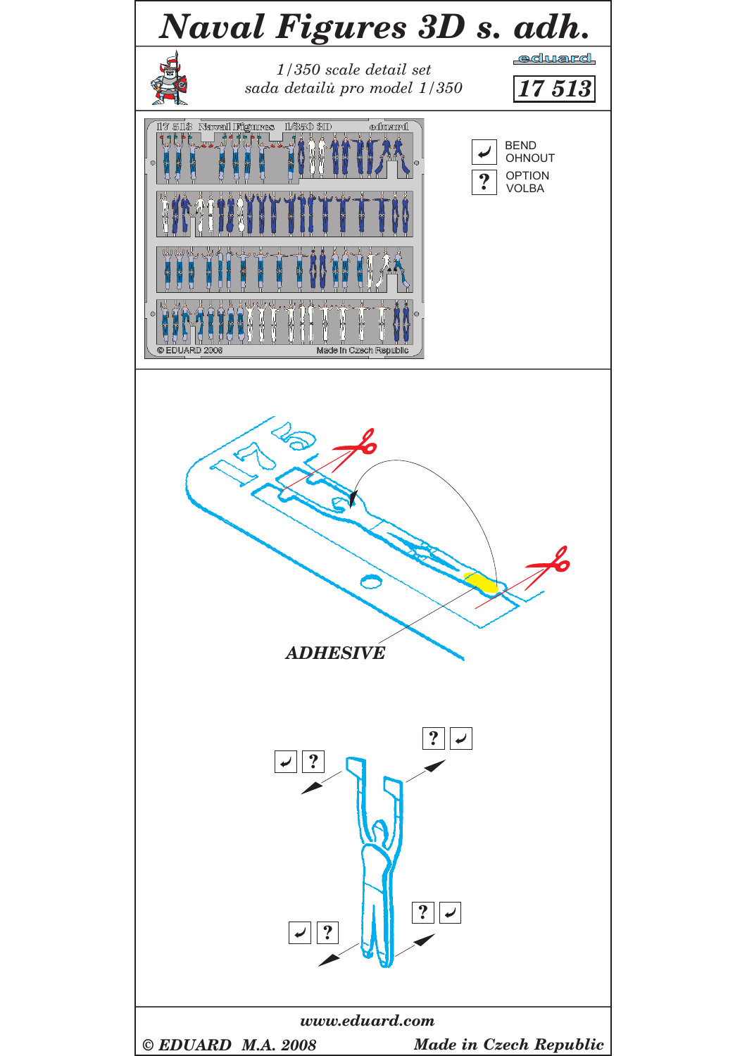# Naval Figures 3D s. adh.

*1/350 scale detail set*
*sada detailů pro model 1/350*

eduard

**17 513**

BEND
OHNOUT

OPTION
VOLBA

***ADHESIVE***

*www.eduard.com*

***© EDUARD M.A. 2008*** ***Made in Czech Republic***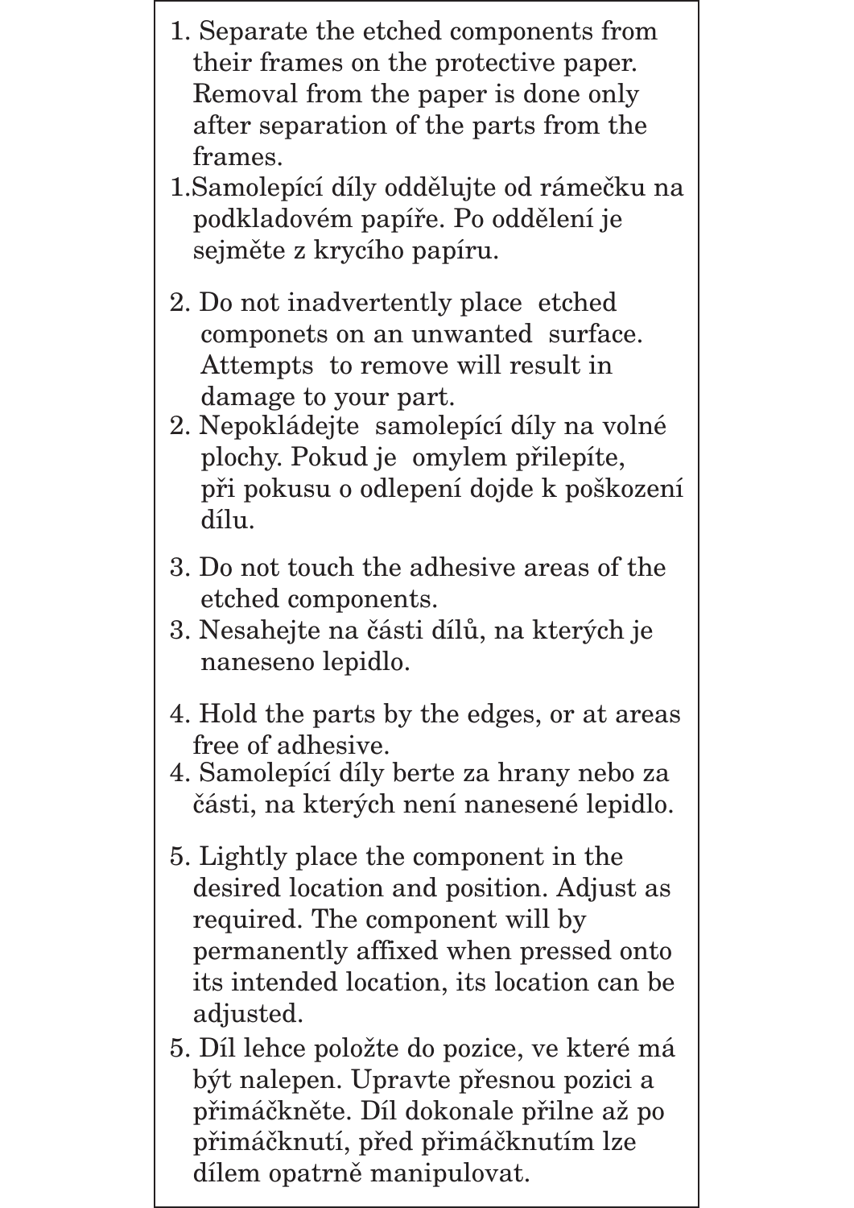1. Separate the etched components from their frames on the protective paper. Removal from the paper is done only after separation of the parts from the frames.
1. Samolepící díly oddělujte od rámečku na podkladovém papíře. Po oddělení je sejměte z krycího papíru.

2. Do not inadvertently place etched componets on an unwanted surface. Attempts to remove will result in damage to your part.
2. Nepokládejte samolepící díly na volné plochy. Pokud je omylem přilepíte, při pokusu o odlepení dojde k poškození dílu.

3. Do not touch the adhesive areas of the etched components.
3. Nesahejte na části dílů, na kterých je naneseno lepidlo.

4. Hold the parts by the edges, or at areas free of adhesive.
4. Samolepící díly berte za hrany nebo za části, na kterých není nanesené lepidlo.

5. Lightly place the component in the desired location and position. Adjust as required. The component will by permanently affixed when pressed onto its intended location, its location can be adjusted.
5. Díl lehce položte do pozice, ve které má být nalepen. Upravte přesnou pozici a přimáčkněte. Díl dokonale přilne až po přimáčknutí, před přimáčknutím lze dílem opatrně manipulovat.